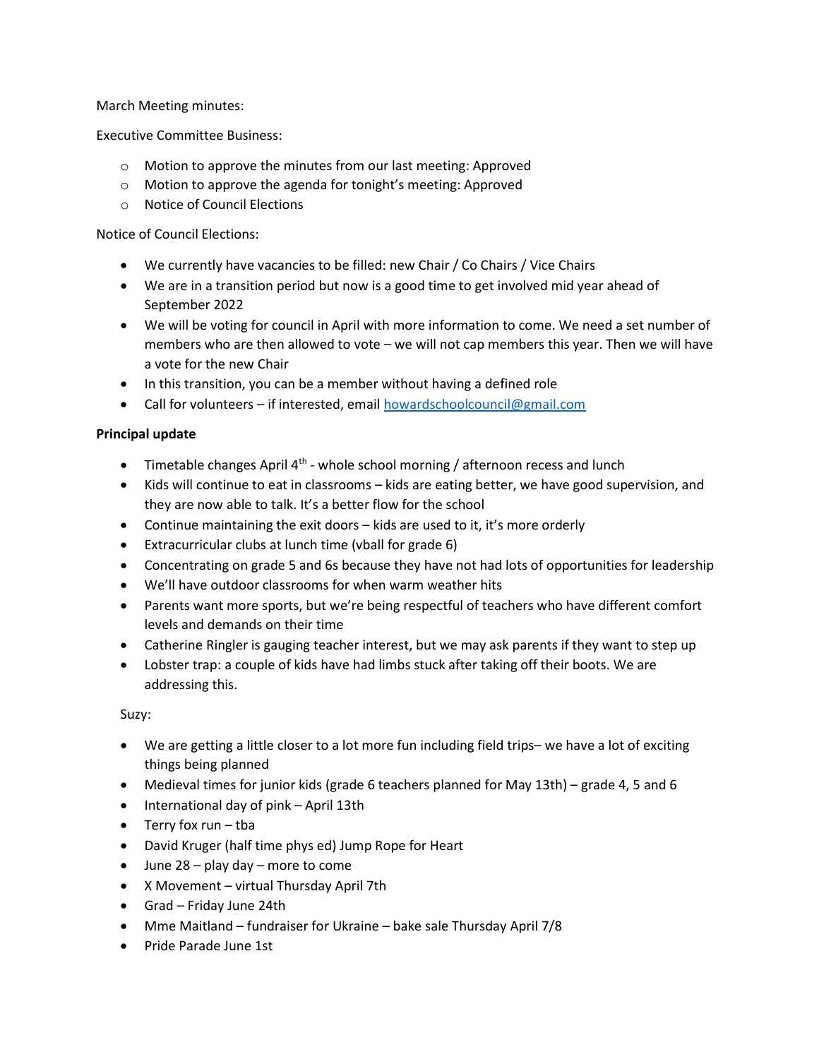March Meeting minutes:

Executive Committee Business:

- Motion to approve the minutes from our last meeting: Approved
- Motion to approve the agenda for tonight's meeting: Approved
- Notice of Council Elections

Notice of Council Elections:

- We currently have vacancies to be filled: new Chair / Co Chairs / Vice Chairs
- We are in a transition period but now is a good time to get involved mid year ahead of September 2022
- We will be voting for council in April with more information to come. We need a set number of members who are then allowed to vote – we will not cap members this year. Then we will have a vote for the new Chair
- In this transition, you can be a member without having a defined role
- Call for volunteers – if interested, email [howardschoolcouncil@gmail.com](mailto:howardschoolcouncil@gmail.com)

**Principal update**

- Timetable changes April 4th - whole school morning / afternoon recess and lunch
- Kids will continue to eat in classrooms – kids are eating better, we have good supervision, and they are now able to talk. It's a better flow for the school
- Continue maintaining the exit doors – kids are used to it, it's more orderly
- Extracurricular clubs at lunch time (vball for grade 6)
- Concentrating on grade 5 and 6s because they have not had lots of opportunities for leadership
- We'll have outdoor classrooms for when warm weather hits
- Parents want more sports, but we're being respectful of teachers who have different comfort levels and demands on their time
- Catherine Ringler is gauging teacher interest, but we may ask parents if they want to step up
- Lobster trap: a couple of kids have had limbs stuck after taking off their boots. We are addressing this.

Suzy:

- We are getting a little closer to a lot more fun including field trips– we have a lot of exciting things being planned
- Medieval times for junior kids (grade 6 teachers planned for May 13th) – grade 4, 5 and 6
- International day of pink – April 13th
- Terry fox run – tba
- David Kruger (half time phys ed) Jump Rope for Heart
- June 28 – play day – more to come
- X Movement – virtual Thursday April 7th
- Grad – Friday June 24th
- Mme Maitland – fundraiser for Ukraine – bake sale Thursday April 7/8
- Pride Parade June 1st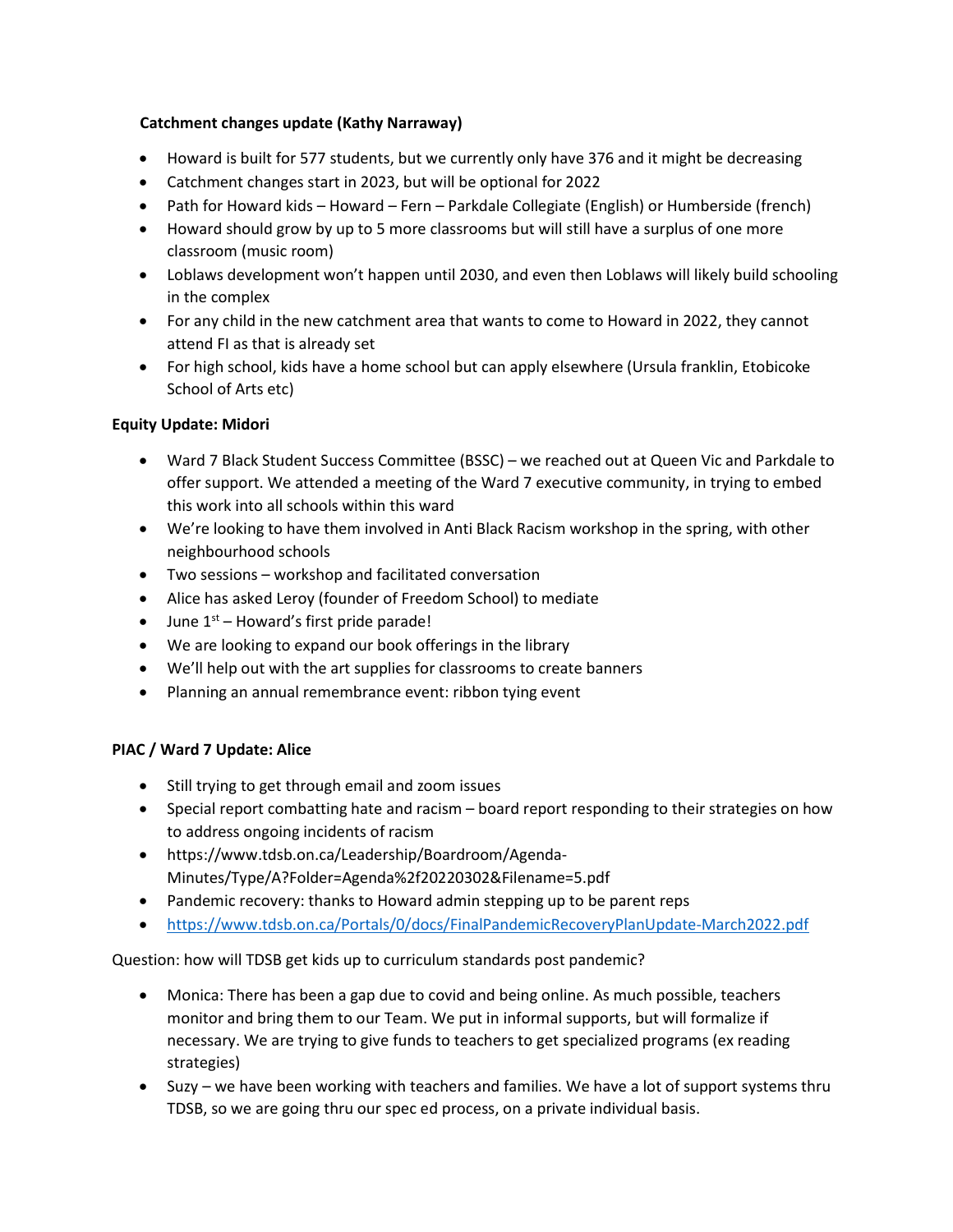**Catchment changes update (Kathy Narraway)**

- Howard is built for 577 students, but we currently only have 376 and it might be decreasing
- Catchment changes start in 2023, but will be optional for 2022
- Path for Howard kids – Howard – Fern – Parkdale Collegiate (English) or Humberside (french)
- Howard should grow by up to 5 more classrooms but will still have a surplus of one more classroom (music room)
- Loblaws development won't happen until 2030, and even then Loblaws will likely build schooling in the complex
- For any child in the new catchment area that wants to come to Howard in 2022, they cannot attend FI as that is already set
- For high school, kids have a home school but can apply elsewhere (Ursula franklin, Etobicoke School of Arts etc)

**Equity Update: Midori**

- Ward 7 Black Student Success Committee (BSSC) – we reached out at Queen Vic and Parkdale to offer support. We attended a meeting of the Ward 7 executive community, in trying to embed this work into all schools within this ward
- We're looking to have them involved in Anti Black Racism workshop in the spring, with other neighbourhood schools
- Two sessions – workshop and facilitated conversation
- Alice has asked Leroy (founder of Freedom School) to mediate
- June 1st – Howard's first pride parade!
- We are looking to expand our book offerings in the library
- We'll help out with the art supplies for classrooms to create banners
- Planning an annual remembrance event: ribbon tying event

**PIAC / Ward 7 Update: Alice**

- Still trying to get through email and zoom issues
- Special report combatting hate and racism – board report responding to their strategies on how to address ongoing incidents of racism
- https://www.tdsb.on.ca/Leadership/Boardroom/Agenda-Minutes/Type/A?Folder=Agenda%2f20220302&Filename=5.pdf
- Pandemic recovery: thanks to Howard admin stepping up to be parent reps
- https://www.tdsb.on.ca/Portals/0/docs/FinalPandemicRecoveryPlanUpdate-March2022.pdf

Question: how will TDSB get kids up to curriculum standards post pandemic?

- Monica: There has been a gap due to covid and being online. As much possible, teachers monitor and bring them to our Team. We put in informal supports, but will formalize if necessary. We are trying to give funds to teachers to get specialized programs (ex reading strategies)
- Suzy – we have been working with teachers and families. We have a lot of support systems thru TDSB, so we are going thru our spec ed process, on a private individual basis.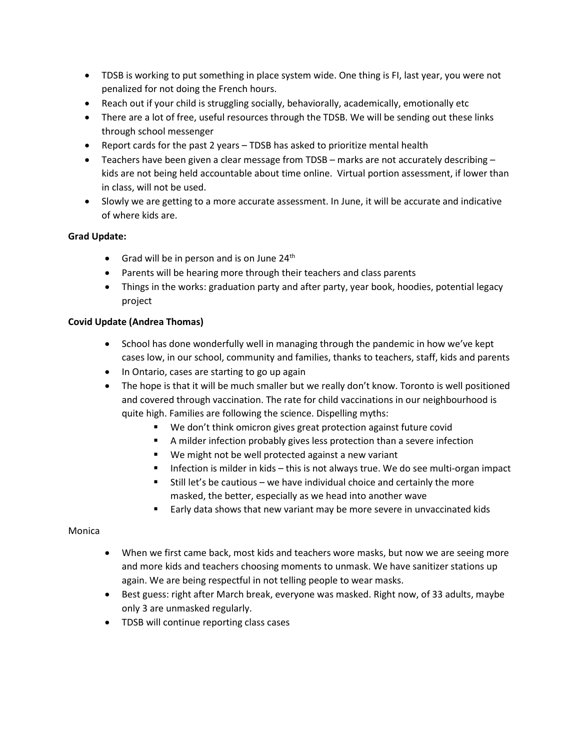- TDSB is working to put something in place system wide. One thing is FI, last year, you were not penalized for not doing the French hours.
- Reach out if your child is struggling socially, behaviorally, academically, emotionally etc
- There are a lot of free, useful resources through the TDSB. We will be sending out these links through school messenger
- Report cards for the past 2 years – TDSB has asked to prioritize mental health
- Teachers have been given a clear message from TDSB – marks are not accurately describing – kids are not being held accountable about time online. Virtual portion assessment, if lower than in class, will not be used.
- Slowly we are getting to a more accurate assessment. In June, it will be accurate and indicative of where kids are.

**Grad Update:**

- Grad will be in person and is on June 24th
- Parents will be hearing more through their teachers and class parents
- Things in the works: graduation party and after party, year book, hoodies, potential legacy project

**Covid Update (Andrea Thomas)**

- School has done wonderfully well in managing through the pandemic in how we've kept cases low, in our school, community and families, thanks to teachers, staff, kids and parents
- In Ontario, cases are starting to go up again
- The hope is that it will be much smaller but we really don't know. Toronto is well positioned and covered through vaccination. The rate for child vaccinations in our neighbourhood is quite high. Families are following the science. Dispelling myths:
  - We don't think omicron gives great protection against future covid
  - A milder infection probably gives less protection than a severe infection
  - We might not be well protected against a new variant
  - Infection is milder in kids – this is not always true. We do see multi-organ impact
  - Still let's be cautious – we have individual choice and certainly the more masked, the better, especially as we head into another wave
  - Early data shows that new variant may be more severe in unvaccinated kids

Monica

- When we first came back, most kids and teachers wore masks, but now we are seeing more and more kids and teachers choosing moments to unmask. We have sanitizer stations up again. We are being respectful in not telling people to wear masks.
- Best guess: right after March break, everyone was masked. Right now, of 33 adults, maybe only 3 are unmasked regularly.
- TDSB will continue reporting class cases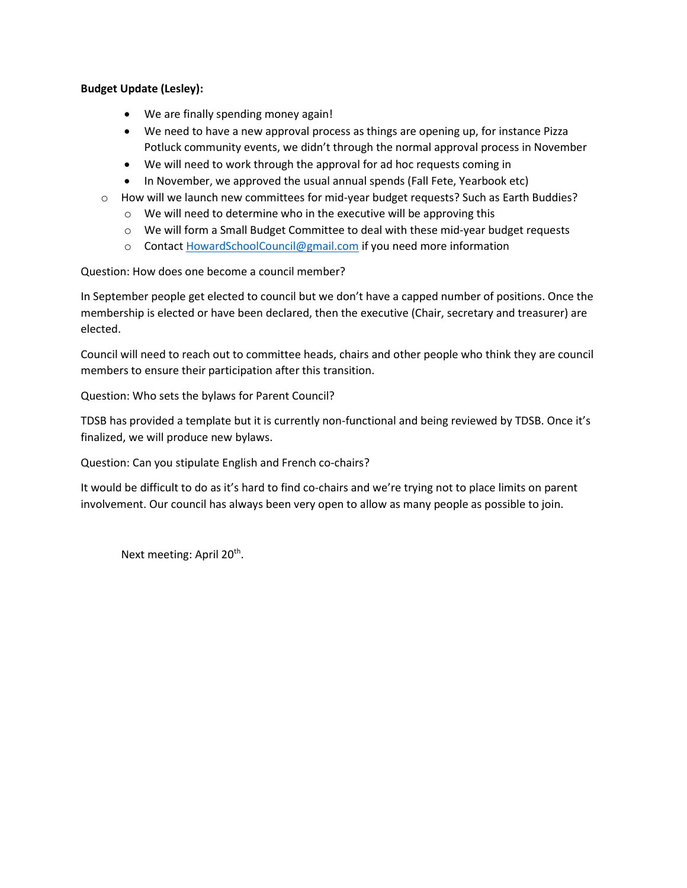**Budget Update (Lesley):**

- We are finally spending money again!
- We need to have a new approval process as things are opening up, for instance Pizza Potluck community events, we didn't through the normal approval process in November
- We will need to work through the approval for ad hoc requests coming in
- In November, we approved the usual annual spends (Fall Fete, Yearbook etc)

- How will we launch new committees for mid-year budget requests? Such as Earth Buddies?
  - We will need to determine who in the executive will be approving this
  - We will form a Small Budget Committee to deal with these mid-year budget requests
  - Contact [HowardSchoolCouncil@gmail.com](mailto:HowardSchoolCouncil@gmail.com) if you need more information

Question: How does one become a council member?

In September people get elected to council but we don't have a capped number of positions. Once the membership is elected or have been declared, then the executive (Chair, secretary and treasurer) are elected.

Council will need to reach out to committee heads, chairs and other people who think they are council members to ensure their participation after this transition.

Question: Who sets the bylaws for Parent Council?

TDSB has provided a template but it is currently non-functional and being reviewed by TDSB. Once it's finalized, we will produce new bylaws.

Question: Can you stipulate English and French co-chairs?

It would be difficult to do as it's hard to find co-chairs and we're trying not to place limits on parent involvement. Our council has always been very open to allow as many people as possible to join.

Next meeting: April 20th.